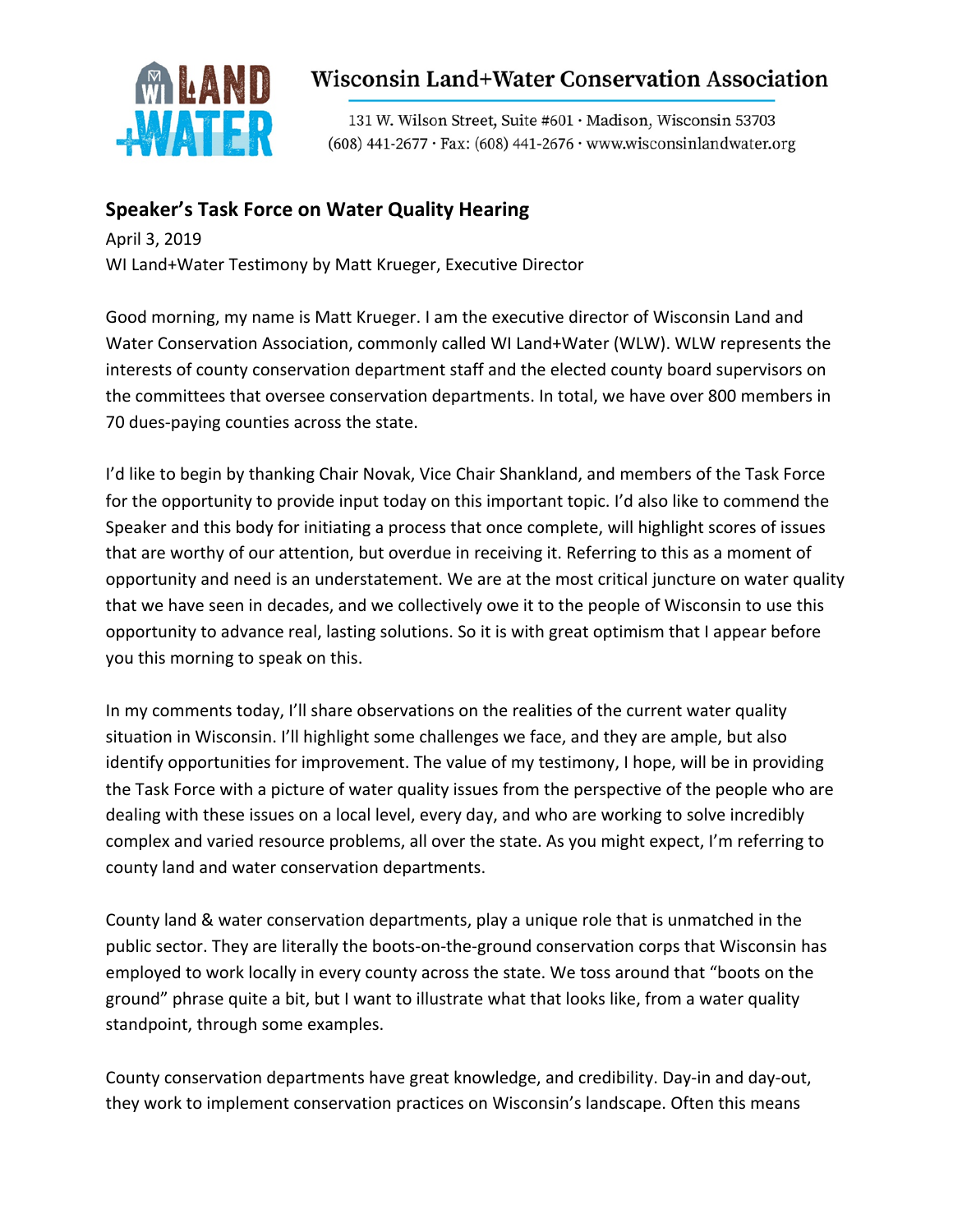Wisconsin Land+Water Conservation Association

131 W. Wilson Street, Suite #601 · Madison, Wisconsin 53703
(608) 441-2677 · Fax: (608) 441-2676 · www.wisconsinlandwater.org

## Speaker's Task Force on Water Quality Hearing

April 3, 2019
WI Land+Water Testimony by Matt Krueger, Executive Director

Good morning, my name is Matt Krueger. I am the executive director of Wisconsin Land and Water Conservation Association, commonly called WI Land+Water (WLW). WLW represents the interests of county conservation department staff and the elected county board supervisors on the committees that oversee conservation departments. In total, we have over 800 members in 70 dues-paying counties across the state.

I'd like to begin by thanking Chair Novak, Vice Chair Shankland, and members of the Task Force for the opportunity to provide input today on this important topic. I'd also like to commend the Speaker and this body for initiating a process that once complete, will highlight scores of issues that are worthy of our attention, but overdue in receiving it. Referring to this as a moment of opportunity and need is an understatement. We are at the most critical juncture on water quality that we have seen in decades, and we collectively owe it to the people of Wisconsin to use this opportunity to advance real, lasting solutions. So it is with great optimism that I appear before you this morning to speak on this.

In my comments today, I'll share observations on the realities of the current water quality situation in Wisconsin. I'll highlight some challenges we face, and they are ample, but also identify opportunities for improvement. The value of my testimony, I hope, will be in providing the Task Force with a picture of water quality issues from the perspective of the people who are dealing with these issues on a local level, every day, and who are working to solve incredibly complex and varied resource problems, all over the state. As you might expect, I'm referring to county land and water conservation departments.

County land & water conservation departments, play a unique role that is unmatched in the public sector. They are literally the boots-on-the-ground conservation corps that Wisconsin has employed to work locally in every county across the state. We toss around that "boots on the ground" phrase quite a bit, but I want to illustrate what that looks like, from a water quality standpoint, through some examples.

County conservation departments have great knowledge, and credibility. Day-in and day-out, they work to implement conservation practices on Wisconsin's landscape. Often this means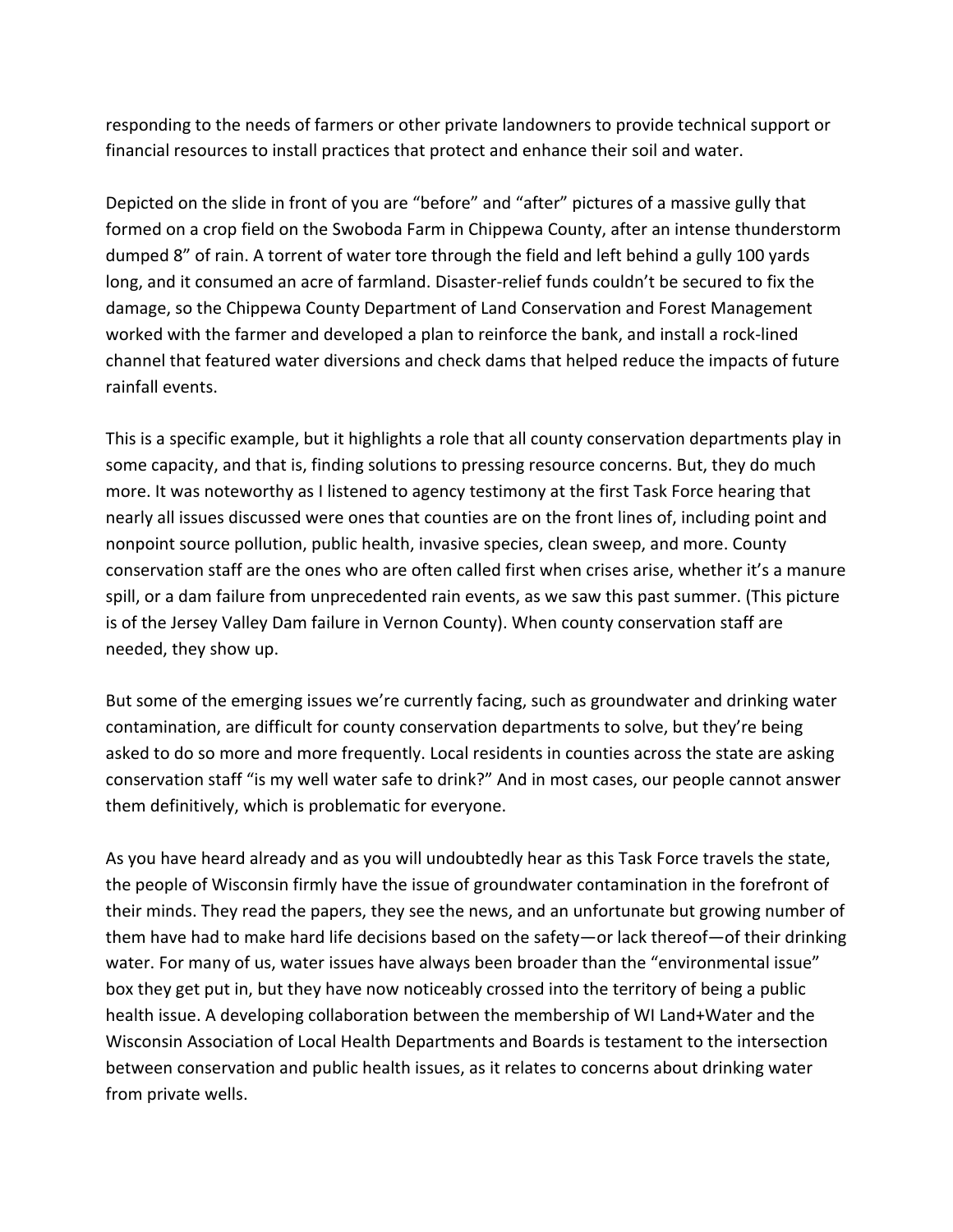responding to the needs of farmers or other private landowners to provide technical support or financial resources to install practices that protect and enhance their soil and water.

Depicted on the slide in front of you are "before" and "after" pictures of a massive gully that formed on a crop field on the Swoboda Farm in Chippewa County, after an intense thunderstorm dumped 8" of rain. A torrent of water tore through the field and left behind a gully 100 yards long, and it consumed an acre of farmland. Disaster-relief funds couldn't be secured to fix the damage, so the Chippewa County Department of Land Conservation and Forest Management worked with the farmer and developed a plan to reinforce the bank, and install a rock-lined channel that featured water diversions and check dams that helped reduce the impacts of future rainfall events.

This is a specific example, but it highlights a role that all county conservation departments play in some capacity, and that is, finding solutions to pressing resource concerns. But, they do much more. It was noteworthy as I listened to agency testimony at the first Task Force hearing that nearly all issues discussed were ones that counties are on the front lines of, including point and nonpoint source pollution, public health, invasive species, clean sweep, and more. County conservation staff are the ones who are often called first when crises arise, whether it's a manure spill, or a dam failure from unprecedented rain events, as we saw this past summer. (This picture is of the Jersey Valley Dam failure in Vernon County). When county conservation staff are needed, they show up.

But some of the emerging issues we're currently facing, such as groundwater and drinking water contamination, are difficult for county conservation departments to solve, but they're being asked to do so more and more frequently. Local residents in counties across the state are asking conservation staff "is my well water safe to drink?" And in most cases, our people cannot answer them definitively, which is problematic for everyone.

As you have heard already and as you will undoubtedly hear as this Task Force travels the state, the people of Wisconsin firmly have the issue of groundwater contamination in the forefront of their minds. They read the papers, they see the news, and an unfortunate but growing number of them have had to make hard life decisions based on the safety—or lack thereof—of their drinking water. For many of us, water issues have always been broader than the "environmental issue" box they get put in, but they have now noticeably crossed into the territory of being a public health issue. A developing collaboration between the membership of WI Land+Water and the Wisconsin Association of Local Health Departments and Boards is testament to the intersection between conservation and public health issues, as it relates to concerns about drinking water from private wells.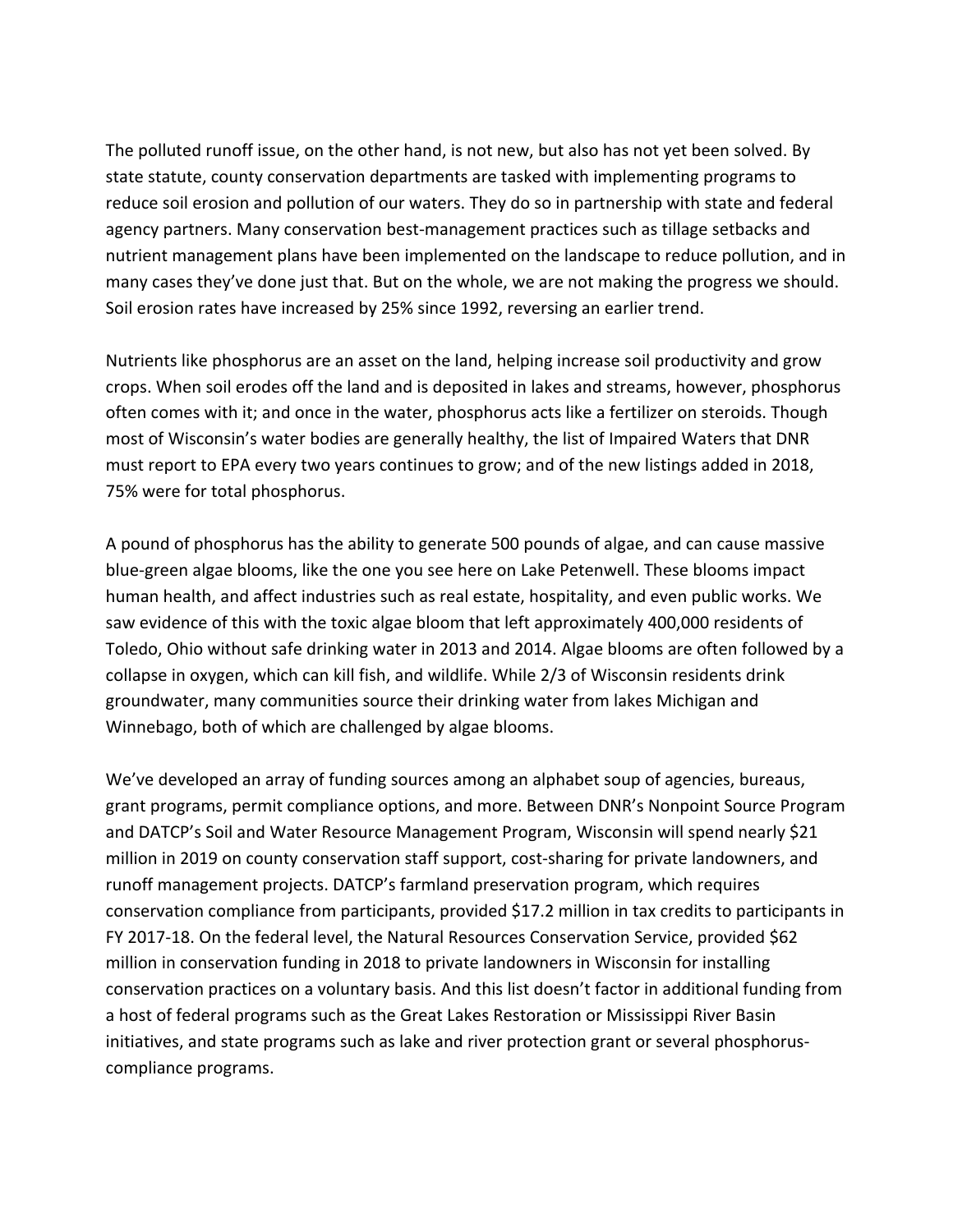The polluted runoff issue, on the other hand, is not new, but also has not yet been solved. By state statute, county conservation departments are tasked with implementing programs to reduce soil erosion and pollution of our waters. They do so in partnership with state and federal agency partners. Many conservation best-management practices such as tillage setbacks and nutrient management plans have been implemented on the landscape to reduce pollution, and in many cases they've done just that. But on the whole, we are not making the progress we should. Soil erosion rates have increased by 25% since 1992, reversing an earlier trend.

Nutrients like phosphorus are an asset on the land, helping increase soil productivity and grow crops. When soil erodes off the land and is deposited in lakes and streams, however, phosphorus often comes with it; and once in the water, phosphorus acts like a fertilizer on steroids. Though most of Wisconsin's water bodies are generally healthy, the list of Impaired Waters that DNR must report to EPA every two years continues to grow; and of the new listings added in 2018, 75% were for total phosphorus.

A pound of phosphorus has the ability to generate 500 pounds of algae, and can cause massive blue-green algae blooms, like the one you see here on Lake Petenwell. These blooms impact human health, and affect industries such as real estate, hospitality, and even public works. We saw evidence of this with the toxic algae bloom that left approximately 400,000 residents of Toledo, Ohio without safe drinking water in 2013 and 2014. Algae blooms are often followed by a collapse in oxygen, which can kill fish, and wildlife. While 2/3 of Wisconsin residents drink groundwater, many communities source their drinking water from lakes Michigan and Winnebago, both of which are challenged by algae blooms.

We've developed an array of funding sources among an alphabet soup of agencies, bureaus, grant programs, permit compliance options, and more. Between DNR's Nonpoint Source Program and DATCP's Soil and Water Resource Management Program, Wisconsin will spend nearly $21 million in 2019 on county conservation staff support, cost-sharing for private landowners, and runoff management projects. DATCP's farmland preservation program, which requires conservation compliance from participants, provided $17.2 million in tax credits to participants in FY 2017-18. On the federal level, the Natural Resources Conservation Service, provided $62 million in conservation funding in 2018 to private landowners in Wisconsin for installing conservation practices on a voluntary basis. And this list doesn't factor in additional funding from a host of federal programs such as the Great Lakes Restoration or Mississippi River Basin initiatives, and state programs such as lake and river protection grant or several phosphorus-compliance programs.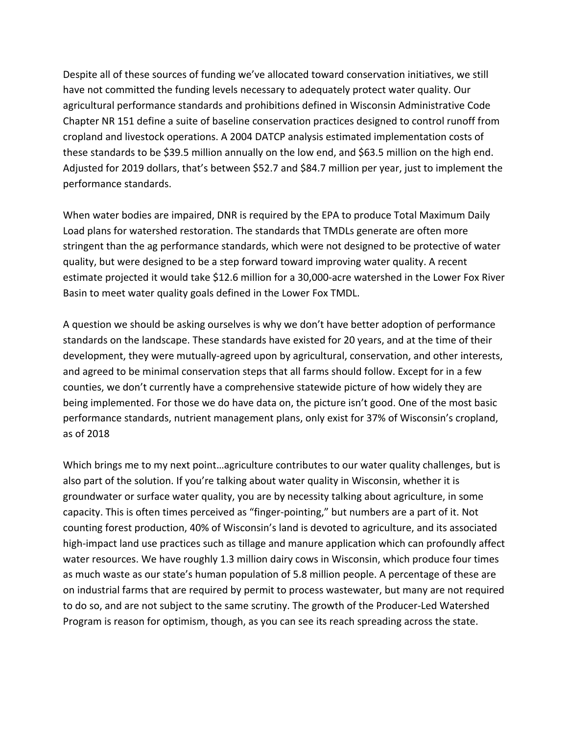Despite all of these sources of funding we've allocated toward conservation initiatives, we still have not committed the funding levels necessary to adequately protect water quality. Our agricultural performance standards and prohibitions defined in Wisconsin Administrative Code Chapter NR 151 define a suite of baseline conservation practices designed to control runoff from cropland and livestock operations. A 2004 DATCP analysis estimated implementation costs of these standards to be $39.5 million annually on the low end, and $63.5 million on the high end. Adjusted for 2019 dollars, that's between $52.7 and $84.7 million per year, just to implement the performance standards.

When water bodies are impaired, DNR is required by the EPA to produce Total Maximum Daily Load plans for watershed restoration. The standards that TMDLs generate are often more stringent than the ag performance standards, which were not designed to be protective of water quality, but were designed to be a step forward toward improving water quality. A recent estimate projected it would take $12.6 million for a 30,000-acre watershed in the Lower Fox River Basin to meet water quality goals defined in the Lower Fox TMDL.

A question we should be asking ourselves is why we don't have better adoption of performance standards on the landscape. These standards have existed for 20 years, and at the time of their development, they were mutually-agreed upon by agricultural, conservation, and other interests, and agreed to be minimal conservation steps that all farms should follow. Except for in a few counties, we don't currently have a comprehensive statewide picture of how widely they are being implemented. For those we do have data on, the picture isn't good. One of the most basic performance standards, nutrient management plans, only exist for 37% of Wisconsin's cropland, as of 2018

Which brings me to my next point…agriculture contributes to our water quality challenges, but is also part of the solution. If you're talking about water quality in Wisconsin, whether it is groundwater or surface water quality, you are by necessity talking about agriculture, in some capacity. This is often times perceived as "finger-pointing," but numbers are a part of it. Not counting forest production, 40% of Wisconsin's land is devoted to agriculture, and its associated high-impact land use practices such as tillage and manure application which can profoundly affect water resources. We have roughly 1.3 million dairy cows in Wisconsin, which produce four times as much waste as our state's human population of 5.8 million people. A percentage of these are on industrial farms that are required by permit to process wastewater, but many are not required to do so, and are not subject to the same scrutiny. The growth of the Producer-Led Watershed Program is reason for optimism, though, as you can see its reach spreading across the state.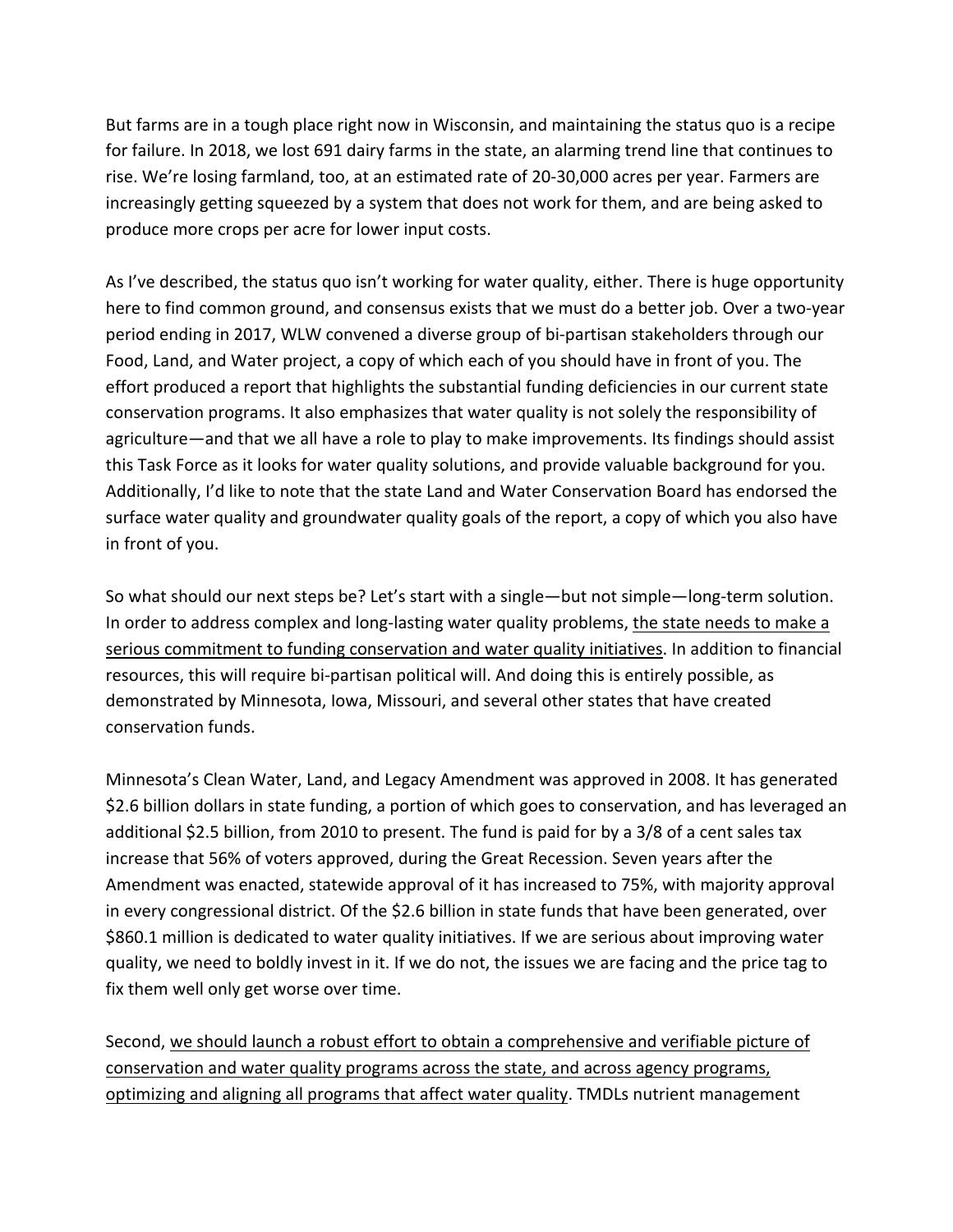But farms are in a tough place right now in Wisconsin, and maintaining the status quo is a recipe for failure. In 2018, we lost 691 dairy farms in the state, an alarming trend line that continues to rise. We're losing farmland, too, at an estimated rate of 20-30,000 acres per year. Farmers are increasingly getting squeezed by a system that does not work for them, and are being asked to produce more crops per acre for lower input costs.

As I've described, the status quo isn't working for water quality, either. There is huge opportunity here to find common ground, and consensus exists that we must do a better job. Over a two-year period ending in 2017, WLW convened a diverse group of bi-partisan stakeholders through our Food, Land, and Water project, a copy of which each of you should have in front of you. The effort produced a report that highlights the substantial funding deficiencies in our current state conservation programs. It also emphasizes that water quality is not solely the responsibility of agriculture—and that we all have a role to play to make improvements. Its findings should assist this Task Force as it looks for water quality solutions, and provide valuable background for you. Additionally, I'd like to note that the state Land and Water Conservation Board has endorsed the surface water quality and groundwater quality goals of the report, a copy of which you also have in front of you.

So what should our next steps be? Let's start with a single—but not simple—long-term solution. In order to address complex and long-lasting water quality problems, <u>the state needs to make a serious commitment to funding conservation and water quality initiatives</u>. In addition to financial resources, this will require bi-partisan political will. And doing this is entirely possible, as demonstrated by Minnesota, Iowa, Missouri, and several other states that have created conservation funds.

Minnesota's Clean Water, Land, and Legacy Amendment was approved in 2008. It has generated $2.6 billion dollars in state funding, a portion of which goes to conservation, and has leveraged an additional $2.5 billion, from 2010 to present. The fund is paid for by a 3/8 of a cent sales tax increase that 56% of voters approved, during the Great Recession. Seven years after the Amendment was enacted, statewide approval of it has increased to 75%, with majority approval in every congressional district. Of the $2.6 billion in state funds that have been generated, over $860.1 million is dedicated to water quality initiatives. If we are serious about improving water quality, we need to boldly invest in it. If we do not, the issues we are facing and the price tag to fix them well only get worse over time.

Second, <u>we should launch a robust effort to obtain a comprehensive and verifiable picture of conservation and water quality programs across the state, and across agency programs, optimizing and aligning all programs that affect water quality</u>. TMDLs nutrient management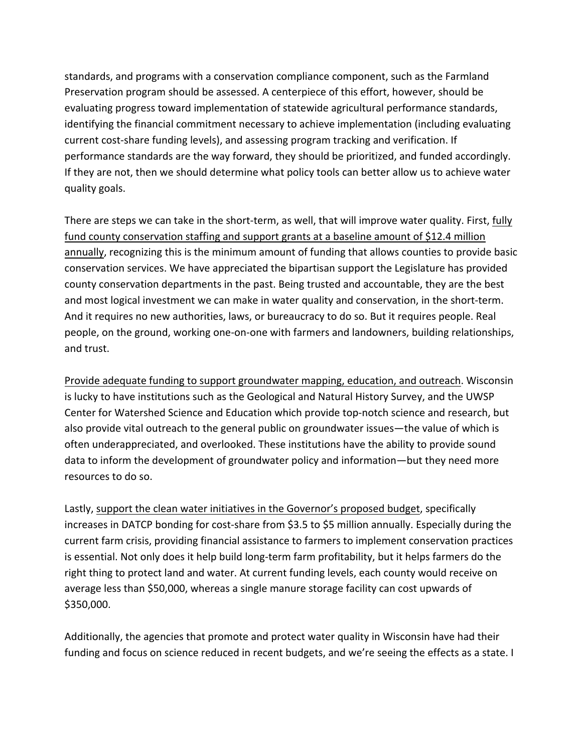standards, and programs with a conservation compliance component, such as the Farmland Preservation program should be assessed. A centerpiece of this effort, however, should be evaluating progress toward implementation of statewide agricultural performance standards, identifying the financial commitment necessary to achieve implementation (including evaluating current cost-share funding levels), and assessing program tracking and verification. If performance standards are the way forward, they should be prioritized, and funded accordingly. If they are not, then we should determine what policy tools can better allow us to achieve water quality goals.

There are steps we can take in the short-term, as well, that will improve water quality. First, <u>fully fund county conservation staffing and support grants at a baseline amount of $12.4 million annually</u>, recognizing this is the minimum amount of funding that allows counties to provide basic conservation services. We have appreciated the bipartisan support the Legislature has provided county conservation departments in the past. Being trusted and accountable, they are the best and most logical investment we can make in water quality and conservation, in the short-term. And it requires no new authorities, laws, or bureaucracy to do so. But it requires people. Real people, on the ground, working one-on-one with farmers and landowners, building relationships, and trust.

<u>Provide adequate funding to support groundwater mapping, education, and outreach</u>. Wisconsin is lucky to have institutions such as the Geological and Natural History Survey, and the UWSP Center for Watershed Science and Education which provide top-notch science and research, but also provide vital outreach to the general public on groundwater issues—the value of which is often underappreciated, and overlooked. These institutions have the ability to provide sound data to inform the development of groundwater policy and information—but they need more resources to do so.

Lastly, <u>support the clean water initiatives in the Governor's proposed budget</u>, specifically increases in DATCP bonding for cost-share from $3.5 to $5 million annually. Especially during the current farm crisis, providing financial assistance to farmers to implement conservation practices is essential. Not only does it help build long-term farm profitability, but it helps farmers do the right thing to protect land and water. At current funding levels, each county would receive on average less than $50,000, whereas a single manure storage facility can cost upwards of $350,000.

Additionally, the agencies that promote and protect water quality in Wisconsin have had their funding and focus on science reduced in recent budgets, and we're seeing the effects as a state. I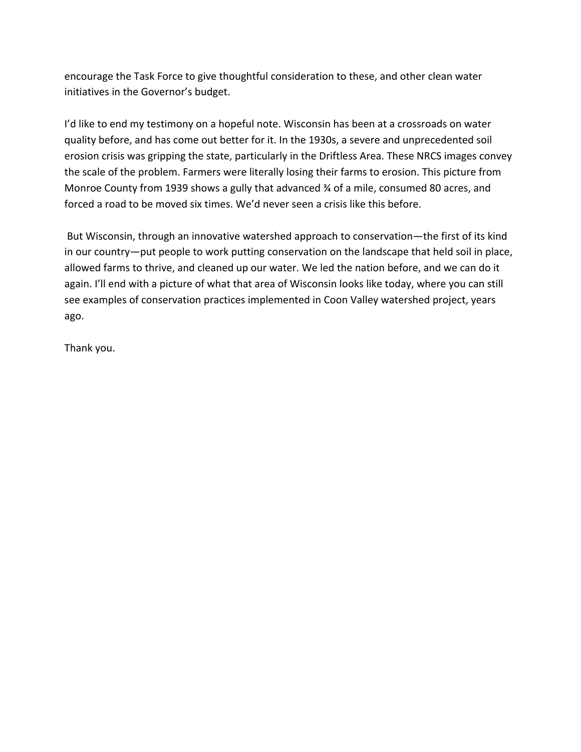encourage the Task Force to give thoughtful consideration to these, and other clean water initiatives in the Governor's budget.

I'd like to end my testimony on a hopeful note. Wisconsin has been at a crossroads on water quality before, and has come out better for it. In the 1930s, a severe and unprecedented soil erosion crisis was gripping the state, particularly in the Driftless Area. These NRCS images convey the scale of the problem. Farmers were literally losing their farms to erosion. This picture from Monroe County from 1939 shows a gully that advanced ¾ of a mile, consumed 80 acres, and forced a road to be moved six times. We'd never seen a crisis like this before.

But Wisconsin, through an innovative watershed approach to conservation—the first of its kind in our country—put people to work putting conservation on the landscape that held soil in place, allowed farms to thrive, and cleaned up our water. We led the nation before, and we can do it again. I'll end with a picture of what that area of Wisconsin looks like today, where you can still see examples of conservation practices implemented in Coon Valley watershed project, years ago.

Thank you.